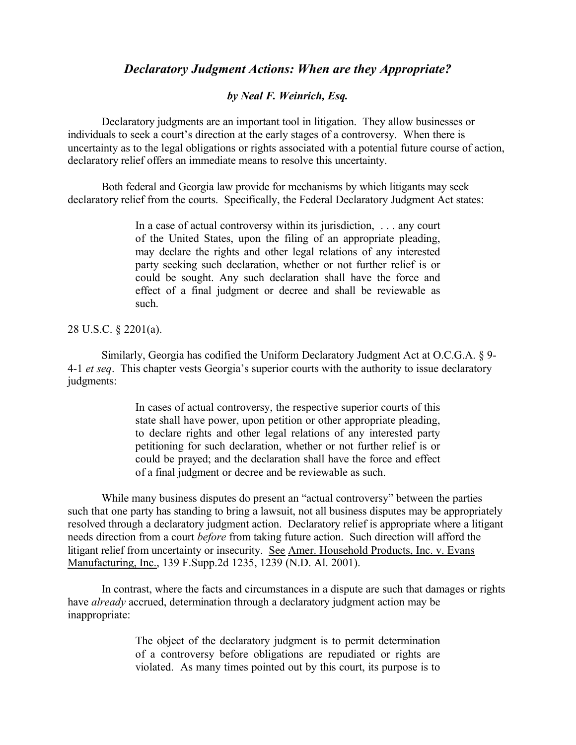# *Declaratory Judgment Actions: When are they Appropriate?*

***by Neal F. Weinrich, Esq.***

Declaratory judgments are an important tool in litigation. They allow businesses or individuals to seek a court's direction at the early stages of a controversy. When there is uncertainty as to the legal obligations or rights associated with a potential future course of action, declaratory relief offers an immediate means to resolve this uncertainty.

Both federal and Georgia law provide for mechanisms by which litigants may seek declaratory relief from the courts. Specifically, the Federal Declaratory Judgment Act states:

> In a case of actual controversy within its jurisdiction, . . . any court of the United States, upon the filing of an appropriate pleading, may declare the rights and other legal relations of any interested party seeking such declaration, whether or not further relief is or could be sought. Any such declaration shall have the force and effect of a final judgment or decree and shall be reviewable as such.

28 U.S.C. § 2201(a).

Similarly, Georgia has codified the Uniform Declaratory Judgment Act at O.C.G.A. § 9-4-1 *et seq*. This chapter vests Georgia's superior courts with the authority to issue declaratory judgments:

> In cases of actual controversy, the respective superior courts of this state shall have power, upon petition or other appropriate pleading, to declare rights and other legal relations of any interested party petitioning for such declaration, whether or not further relief is or could be prayed; and the declaration shall have the force and effect of a final judgment or decree and be reviewable as such.

While many business disputes do present an "actual controversy" between the parties such that one party has standing to bring a lawsuit, not all business disputes may be appropriately resolved through a declaratory judgment action. Declaratory relief is appropriate where a litigant needs direction from a court *before* from taking future action. Such direction will afford the litigant relief from uncertainty or insecurity. <u>See</u> <u>Amer. Household Products, Inc. v. Evans Manufacturing, Inc.</u>, 139 F.Supp.2d 1235, 1239 (N.D. Al. 2001).

In contrast, where the facts and circumstances in a dispute are such that damages or rights have *already* accrued, determination through a declaratory judgment action may be inappropriate:

> The object of the declaratory judgment is to permit determination of a controversy before obligations are repudiated or rights are violated. As many times pointed out by this court, its purpose is to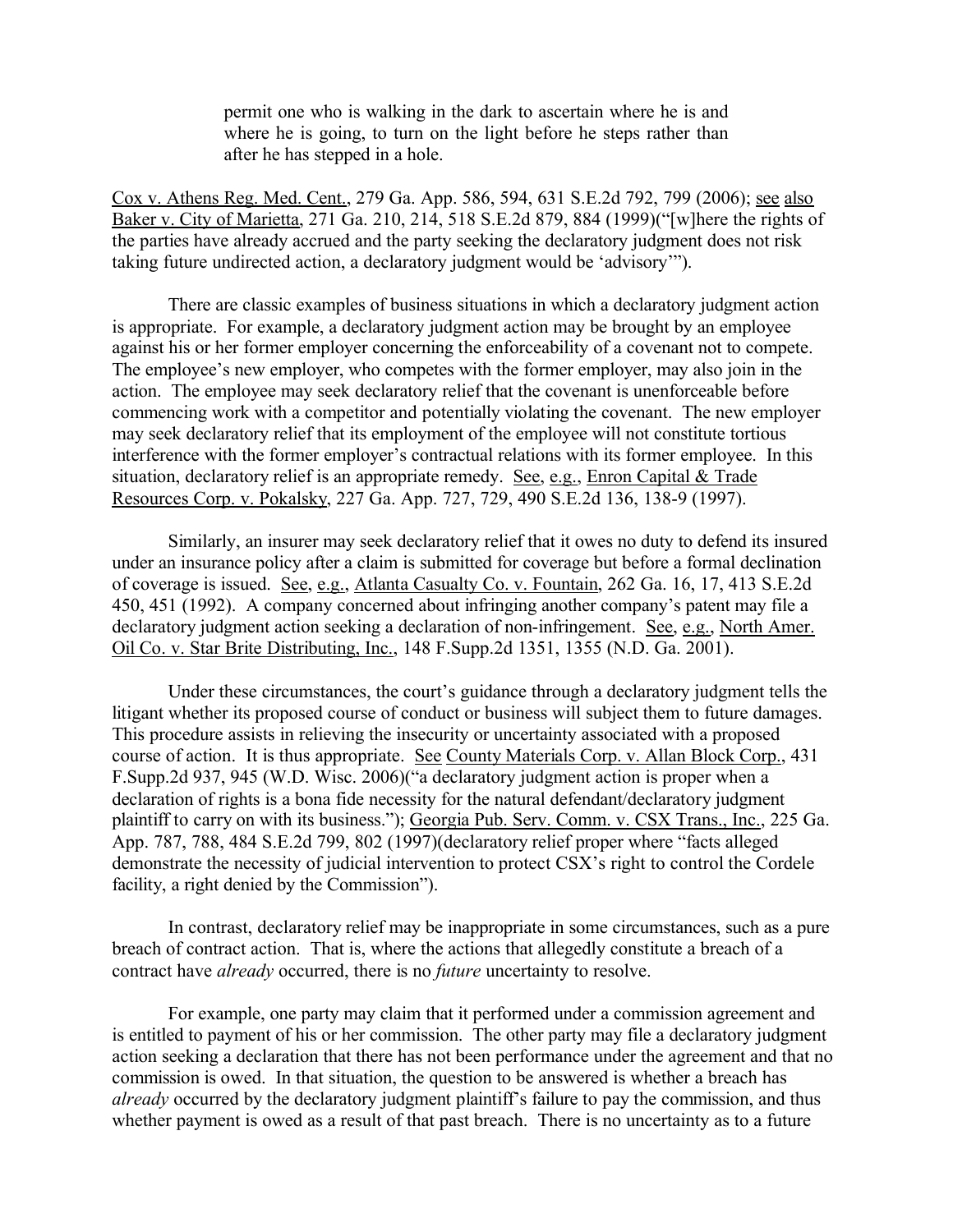> permit one who is walking in the dark to ascertain where he is and where he is going, to turn on the light before he steps rather than after he has stepped in a hole.

Cox v. Athens Reg. Med. Cent., 279 Ga. App. 586, 594, 631 S.E.2d 792, 799 (2006); see also Baker v. City of Marietta, 271 Ga. 210, 214, 518 S.E.2d 879, 884 (1999)("[w]here the rights of the parties have already accrued and the party seeking the declaratory judgment does not risk taking future undirected action, a declaratory judgment would be 'advisory'").

There are classic examples of business situations in which a declaratory judgment action is appropriate. For example, a declaratory judgment action may be brought by an employee against his or her former employer concerning the enforceability of a covenant not to compete. The employee's new employer, who competes with the former employer, may also join in the action. The employee may seek declaratory relief that the covenant is unenforceable before commencing work with a competitor and potentially violating the covenant. The new employer may seek declaratory relief that its employment of the employee will not constitute tortious interference with the former employer's contractual relations with its former employee. In this situation, declaratory relief is an appropriate remedy. See, e.g., Enron Capital & Trade Resources Corp. v. Pokalsky, 227 Ga. App. 727, 729, 490 S.E.2d 136, 138-9 (1997).

Similarly, an insurer may seek declaratory relief that it owes no duty to defend its insured under an insurance policy after a claim is submitted for coverage but before a formal declination of coverage is issued. See, e.g., Atlanta Casualty Co. v. Fountain, 262 Ga. 16, 17, 413 S.E.2d 450, 451 (1992). A company concerned about infringing another company's patent may file a declaratory judgment action seeking a declaration of non-infringement. See, e.g., North Amer. Oil Co. v. Star Brite Distributing, Inc., 148 F.Supp.2d 1351, 1355 (N.D. Ga. 2001).

Under these circumstances, the court's guidance through a declaratory judgment tells the litigant whether its proposed course of conduct or business will subject them to future damages. This procedure assists in relieving the insecurity or uncertainty associated with a proposed course of action. It is thus appropriate. See County Materials Corp. v. Allan Block Corp., 431 F.Supp.2d 937, 945 (W.D. Wisc. 2006)("a declaratory judgment action is proper when a declaration of rights is a bona fide necessity for the natural defendant/declaratory judgment plaintiff to carry on with its business."); Georgia Pub. Serv. Comm. v. CSX Trans., Inc., 225 Ga. App. 787, 788, 484 S.E.2d 799, 802 (1997)(declaratory relief proper where "facts alleged demonstrate the necessity of judicial intervention to protect CSX's right to control the Cordele facility, a right denied by the Commission").

In contrast, declaratory relief may be inappropriate in some circumstances, such as a pure breach of contract action. That is, where the actions that allegedly constitute a breach of a contract have *already* occurred, there is no *future* uncertainty to resolve.

For example, one party may claim that it performed under a commission agreement and is entitled to payment of his or her commission. The other party may file a declaratory judgment action seeking a declaration that there has not been performance under the agreement and that no commission is owed. In that situation, the question to be answered is whether a breach has *already* occurred by the declaratory judgment plaintiff's failure to pay the commission, and thus whether payment is owed as a result of that past breach. There is no uncertainty as to a future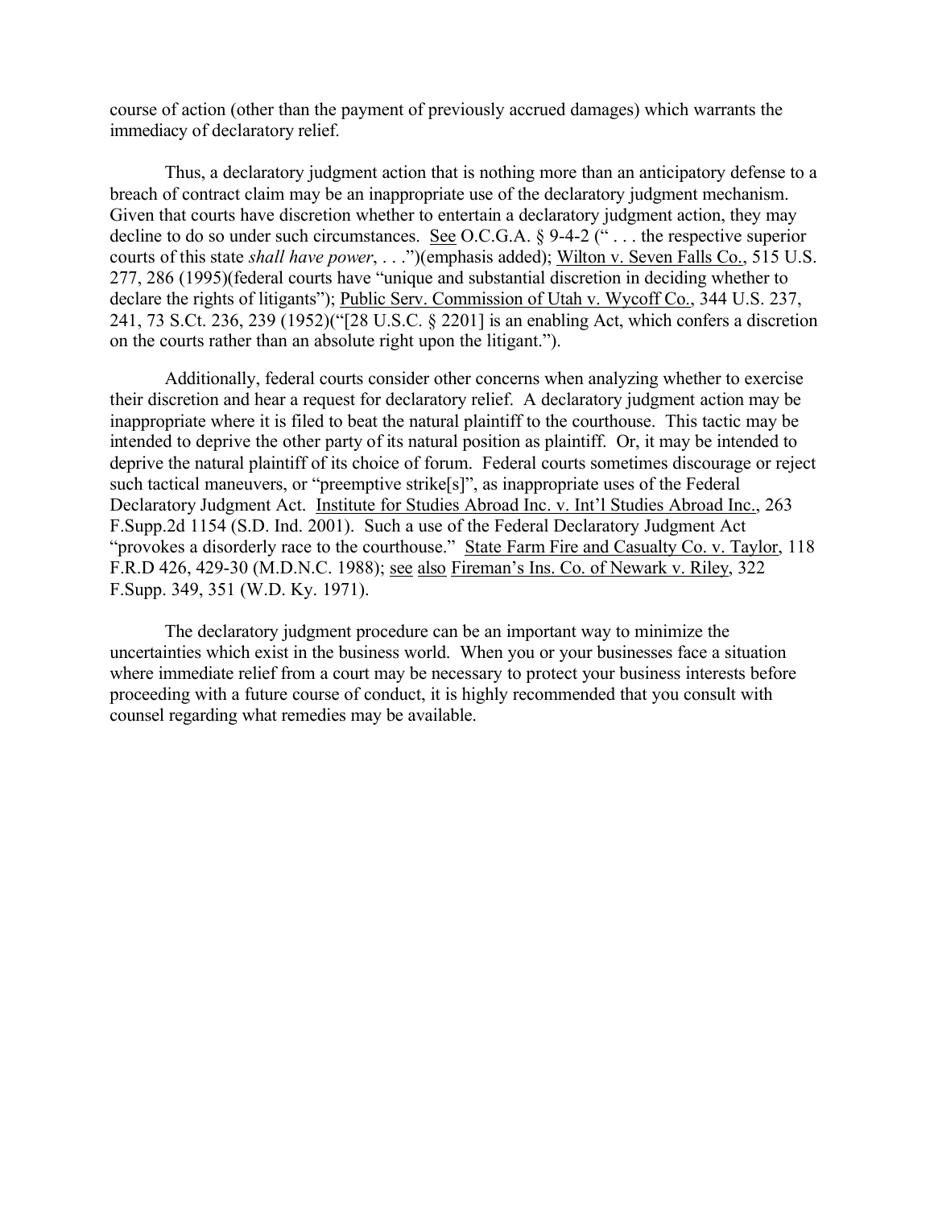course of action (other than the payment of previously accrued damages) which warrants the immediacy of declaratory relief.

Thus, a declaratory judgment action that is nothing more than an anticipatory defense to a breach of contract claim may be an inappropriate use of the declaratory judgment mechanism. Given that courts have discretion whether to entertain a declaratory judgment action, they may decline to do so under such circumstances. See O.C.G.A. § 9-4-2 (" . . . the respective superior courts of this state *shall have power*, . . .")(emphasis added); Wilton v. Seven Falls Co., 515 U.S. 277, 286 (1995)(federal courts have "unique and substantial discretion in deciding whether to declare the rights of litigants"); Public Serv. Commission of Utah v. Wycoff Co., 344 U.S. 237, 241, 73 S.Ct. 236, 239 (1952)("[28 U.S.C. § 2201] is an enabling Act, which confers a discretion on the courts rather than an absolute right upon the litigant.").

Additionally, federal courts consider other concerns when analyzing whether to exercise their discretion and hear a request for declaratory relief. A declaratory judgment action may be inappropriate where it is filed to beat the natural plaintiff to the courthouse. This tactic may be intended to deprive the other party of its natural position as plaintiff. Or, it may be intended to deprive the natural plaintiff of its choice of forum. Federal courts sometimes discourage or reject such tactical maneuvers, or "preemptive strike[s]", as inappropriate uses of the Federal Declaratory Judgment Act. Institute for Studies Abroad Inc. v. Int'l Studies Abroad Inc., 263 F.Supp.2d 1154 (S.D. Ind. 2001). Such a use of the Federal Declaratory Judgment Act "provokes a disorderly race to the courthouse." State Farm Fire and Casualty Co. v. Taylor, 118 F.R.D 426, 429-30 (M.D.N.C. 1988); see also Fireman's Ins. Co. of Newark v. Riley, 322 F.Supp. 349, 351 (W.D. Ky. 1971).

The declaratory judgment procedure can be an important way to minimize the uncertainties which exist in the business world. When you or your businesses face a situation where immediate relief from a court may be necessary to protect your business interests before proceeding with a future course of conduct, it is highly recommended that you consult with counsel regarding what remedies may be available.